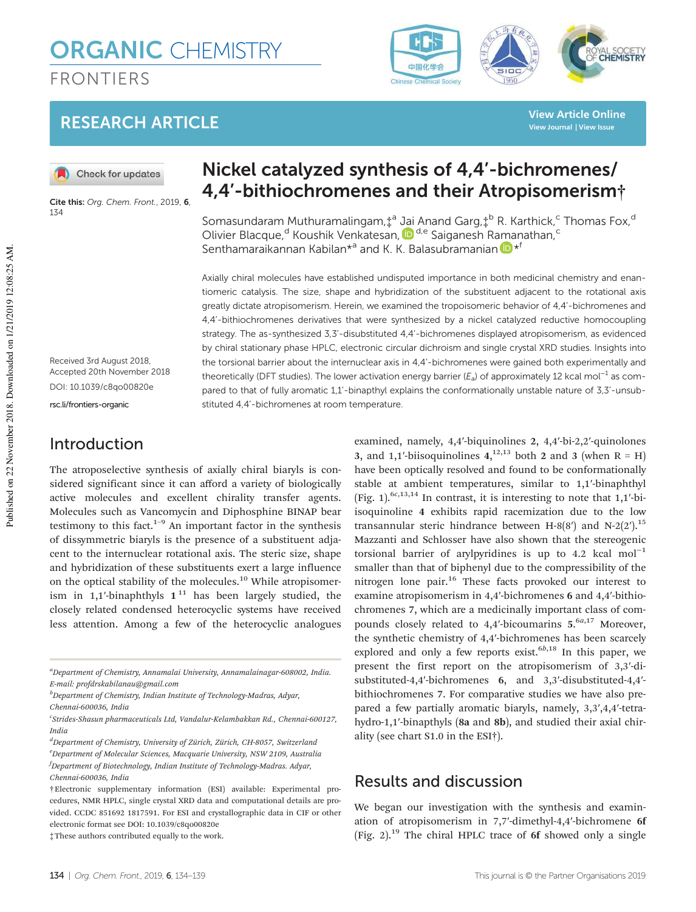# RESEARCH ARTICLE

# Nickel catalyzed synthesis of 4,4′-bichromenes/4,4′-bithiochromenes and their Atropisomerism†

Somasundaram Muthuramalingam,‡[a] Jai Anand Garg,‡[b] R. Karthick,[c] Thomas Fox,[d] Olivier Blacque,[d] Koushik Venkatesan,[d,e] Saiganesh Ramanathan,[c] Senthamaraikannan Kabilan*[a] and K. K. Balasubramanian*[f]

Cite this: *Org. Chem. Front.*, 2019, **6**, 134

Received 3rd August 2018, Accepted 20th November 2018

DOI: 10.1039/c8qo00820e

rsc.li/frontiers-organic

Axially chiral molecules have established undisputed importance in both medicinal chemistry and enantiomeric catalysis. The size, shape and hybridization of the substituent adjacent to the rotational axis greatly dictate atropisomerism. Herein, we examined the tropoisomeric behavior of 4,4′-bichromenes and 4,4′-bithiochromenes derivatives that were synthesized by a nickel catalyzed reductive homocoupling strategy. The as-synthesized 3,3′-disubstituted 4,4′-bichromenes displayed atropisomerism, as evidenced by chiral stationary phase HPLC, electronic circular dichroism and single crystal XRD studies. Insights into the torsional barrier about the internuclear axis in 4,4′-bichromenes were gained both experimentally and theoretically (DFT studies). The lower activation energy barrier ($E_a$) of approximately 12 kcal mol$^{-1}$ as compared to that of fully aromatic 1,1′-binapthyl explains the conformationally unstable nature of 3,3′-unsubstituted 4,4′-bichromenes at room temperature.

## Introduction

The atroposelective synthesis of axially chiral biaryls is considered significant since it can afford a variety of biologically active molecules and excellent chirality transfer agents. Molecules such as Vancomycin and Diphosphine BINAP bear testimony to this fact.[1–9] An important factor in the synthesis of dissymmetric biaryls is the presence of a substituent adjacent to the internuclear rotational axis. The steric size, shape and hybridization of these substituents exert a large influence on the optical stability of the molecules.[10] While atropisomerism in 1,1′-binaphthyls **1**[11] has been largely studied, the closely related condensed heterocyclic systems have received less attention. Among a few of the heterocyclic analogues examined, namely, 4,4′-biquinolines **2**, 4,4′-bi-2,2′-quinolones **3**, and 1,1′-biisoquinolines **4**,[12,13] both **2** and **3** (when R = H) have been optically resolved and found to be conformationally stable at ambient temperatures, similar to 1,1′-binaphthyl (Fig. 1).[6c,13,14] In contrast, it is interesting to note that 1,1′-biisoquinoline **4** exhibits rapid racemization due to the low transannular steric hindrance between H-8(8′) and N-2(2′).[15] Mazzanti and Schlosser have also shown that the stereogenic torsional barrier of arylpyridines is up to 4.2 kcal mol$^{-1}$ smaller than that of biphenyl due to the compressibility of the nitrogen lone pair.[16] These facts provoked our interest to examine atropisomerism in 4,4′-bichromenes **6** and 4,4′-bithiochromenes **7**, which are a medicinally important class of compounds closely related to 4,4′-bicoumarins **5**.[6a,17] Moreover, the synthetic chemistry of 4,4′-bichromenes has been scarcely explored and only a few reports exist.[6b,18] In this paper, we present the first report on the atropisomerism of 3,3′-disubstituted-4,4′-bichromenes **6**, and 3,3′-disubstituted-4,4′-bithiochromenes **7**. For comparative studies we have also prepared a few partially aromatic biaryls, namely, 3,3′,4,4′-tetrahydro-1,1′-binapthyls (**8a** and **8b**), and studied their axial chirality (see chart S1.0 in the ESI†).

## Results and discussion

We began our investigation with the synthesis and examination of atropisomerism in 7,7′-dimethyl-4,4′-bichromene **6f** (Fig. 2).[19] The chiral HPLC trace of **6f** showed only a single

---

[a] Department of Chemistry, Annamalai University, Annamalainagar-608002, India. E-mail: profdrskabilanau@gmail.com

[b] Department of Chemistry, Indian Institute of Technology-Madras, Adyar, Chennai-600036, India

[c] Strides-Shasun pharmaceuticals Ltd, Vandalur-Kelambakkan Rd., Chennai-600127, India

[d] Department of Chemistry, University of Zürich, Zürich, CH-8057, Switzerland

[e] Department of Molecular Sciences, Macquarie University, NSW 2109, Australia

[f] Department of Biotechnology, Indian Institute of Technology-Madras. Adyar, Chennai-600036, India

† Electronic supplementary information (ESI) available: Experimental procedures, NMR HPLC, single crystal XRD data and computational details are provided. CCDC 851692 1817591. For ESI and crystallographic data in CIF or other electronic format see DOI: 10.1039/c8qo00820e

‡ These authors contributed equally to the work.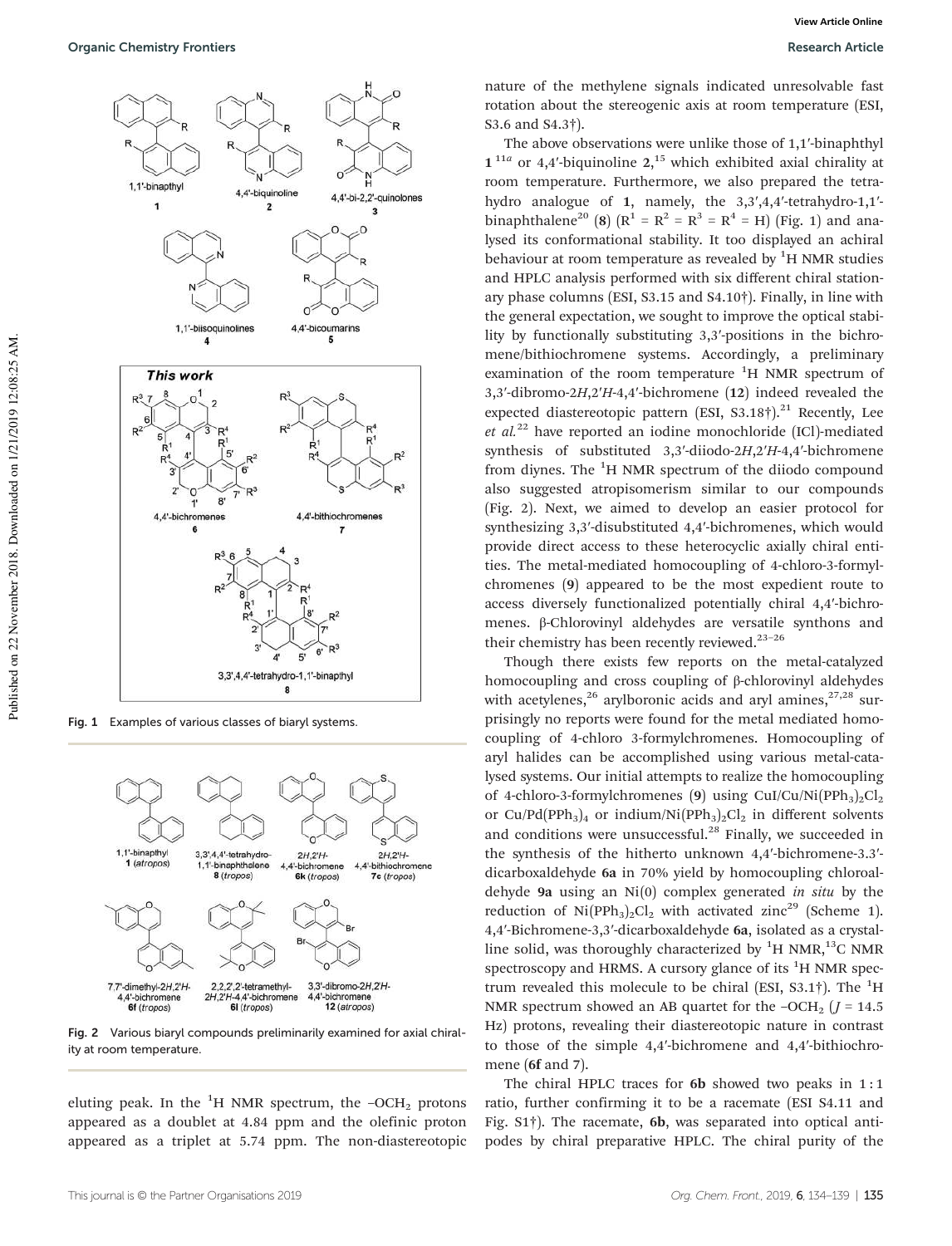Fig. 1 Examples of various classes of biaryl systems.

Fig. 2 Various biaryl compounds preliminarily examined for axial chirality at room temperature.

eluting peak. In the $^1H$ NMR spectrum, the $–OCH_2$ protons appeared as a doublet at 4.84 ppm and the olefinic proton appeared as a triplet at 5.74 ppm. The non-diastereotopic nature of the methylene signals indicated unresolvable fast rotation about the stereogenic axis at room temperature (ESI, S3.6 and S4.3†).

The above observations were unlike those of 1,1′-binaphthyl **1**[11a] or 4,4′-biquinoline **2**,[15] which exhibited axial chirality at room temperature. Furthermore, we also prepared the tetrahydro analogue of **1**, namely, the 3,3′,4,4′-tetrahydro-1,1′-binaphthalene[20] (**8**) ($R^1 = R^2 = R^3 = R^4$ = H) (Fig. 1) and analysed its conformational stability. It too displayed an achiral behaviour at room temperature as revealed by $^1H$ NMR studies and HPLC analysis performed with six different chiral stationary phase columns (ESI, S3.15 and S4.10†). Finally, in line with the general expectation, we sought to improve the optical stability by functionally substituting 3,3′-positions in the bichromene/bithiochromene systems. Accordingly, a preliminary examination of the room temperature $^1H$ NMR spectrum of 3,3′-dibromo-2*H*,2′*H*-4,4′-bichromene (**12**) indeed revealed the expected diastereotopic pattern (ESI, S3.18†).[21] Recently, Lee *et al.*[22] have reported an iodine monochloride (ICl)-mediated synthesis of substituted 3,3′-diiodo-2*H*,2′*H*-4,4′-bichromene from diynes. The $^1H$ NMR spectrum of the diiodo compound also suggested atropisomerism similar to our compounds (Fig. 2). Next, we aimed to develop an easier protocol for synthesizing 3,3′-disubstituted 4,4′-bichromenes, which would provide direct access to these heterocyclic axially chiral entities. The metal-mediated homocoupling of 4-chloro-3-formylchromenes (**9**) appeared to be the most expedient route to access diversely functionalized potentially chiral 4,4′-bichromenes. β-Chlorovinyl aldehydes are versatile synthons and their chemistry has been recently reviewed.[23–26]

Though there exists few reports on the metal-catalyzed homocoupling and cross coupling of β-chlorovinyl aldehydes with acetylenes,[26] arylboronic acids and aryl amines,[27,28] surprisingly no reports were found for the metal mediated homocoupling of 4-chloro 3-formylchromenes. Homocoupling of aryl halides can be accomplished using various metal-catalysed systems. Our initial attempts to realize the homocoupling of 4-chloro-3-formylchromenes (**9**) using $CuI/Cu/Ni(PPh_3)_2Cl_2$ or $Cu/Pd(PPh_3)_4$ or indium/$Ni(PPh_3)_2Cl_2$ in different solvents and conditions were unsuccessful.[28] Finally, we succeeded in the synthesis of the hitherto unknown 4,4′-bichromene-3.3′-dicarboxaldehyde **6a** in 70% yield by homocoupling chloroaldehyde **9a** using an Ni(0) complex generated *in situ* by the reduction of $Ni(PPh_3)_2Cl_2$ with activated zinc[29] (Scheme 1). 4,4′-Bichromene-3,3′-dicarboxaldehyde **6a**, isolated as a crystalline solid, was thoroughly characterized by $^1H$ NMR,$^{13}C$ NMR spectroscopy and HRMS. A cursory glance of its $^1H$ NMR spectrum revealed this molecule to be chiral (ESI, S3.1†). The $^1H$ NMR spectrum showed an AB quartet for the $–OCH_2$ ($J$ = 14.5 Hz) protons, revealing their diastereotopic nature in contrast to those of the simple 4,4′-bichromene and 4,4′-bithiochromene (**6f** and **7**).

The chiral HPLC traces for **6b** showed two peaks in 1 : 1 ratio, further confirming it to be a racemate (ESI S4.11 and Fig. S1†). The racemate, **6b**, was separated into optical antipodes by chiral preparative HPLC. The chiral purity of the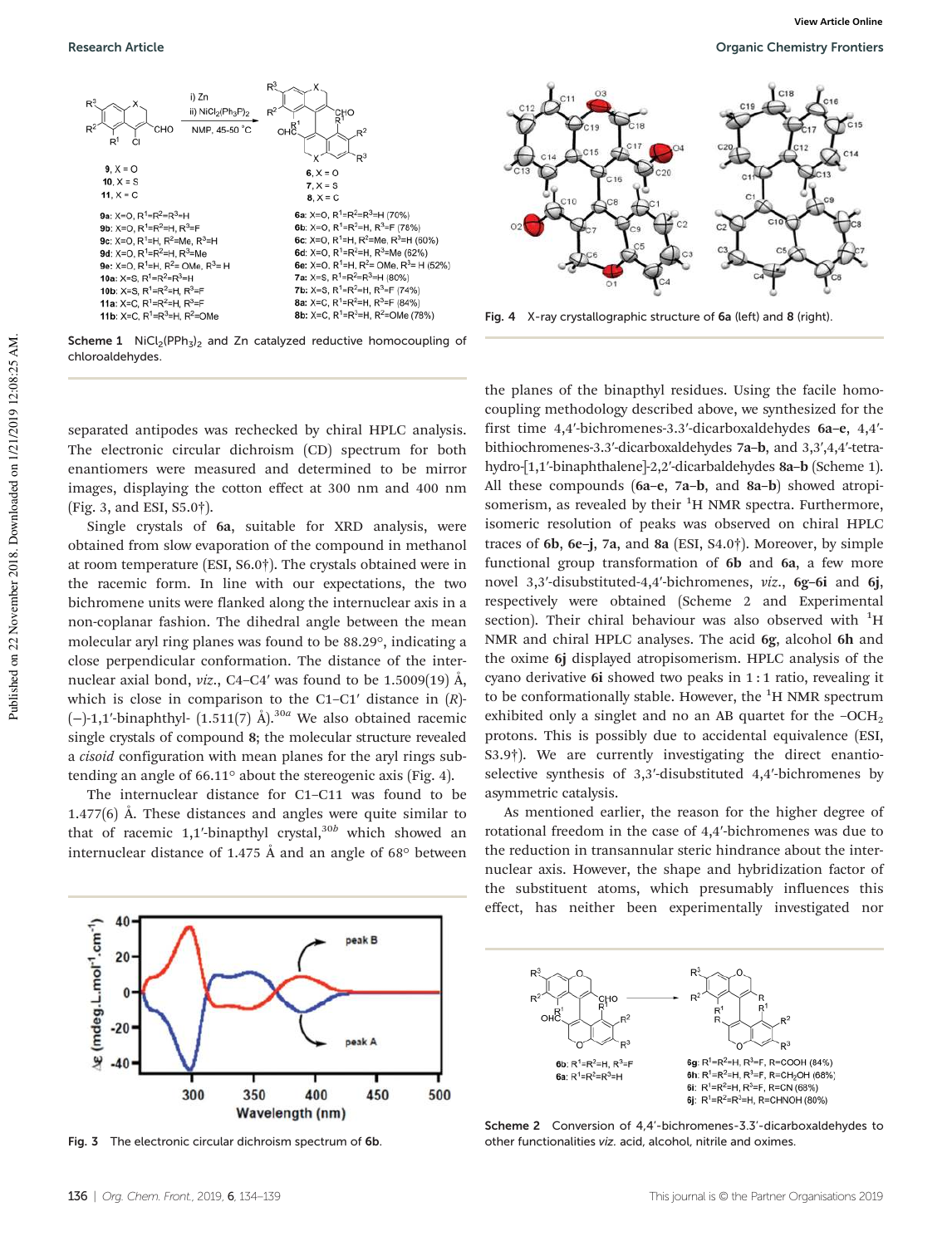Scheme 1 $NiCl_2(PPh_3)_2$ and Zn catalyzed reductive homocoupling of chloroaldehydes.

separated antipodes was rechecked by chiral HPLC analysis. The electronic circular dichroism (CD) spectrum for both enantiomers were measured and determined to be mirror images, displaying the cotton effect at 300 nm and 400 nm (Fig. 3, and ESI, S5.0†).

Single crystals of **6a**, suitable for XRD analysis, were obtained from slow evaporation of the compound in methanol at room temperature (ESI, S6.0†). The crystals obtained were in the racemic form. In line with our expectations, the two bichromene units were flanked along the internuclear axis in a non-coplanar fashion. The dihedral angle between the mean molecular aryl ring planes was found to be 88.29°, indicating a close perpendicular conformation. The distance of the internuclear axial bond, *viz.*, C4–C4′ was found to be 1.5009(19) Å, which is close in comparison to the C1–C1′ distance in (*R*)-(−)-1,1′-binaphthyl- (1.511(7) Å).[30a] We also obtained racemic single crystals of compound **8**; the molecular structure revealed a *cisoid* configuration with mean planes for the aryl rings subtending an angle of 66.11° about the stereogenic axis (Fig. 4).

The internuclear distance for C1–C11 was found to be 1.477(6) Å. These distances and angles were quite similar to that of racemic 1,1′-binapthyl crystal,[30b] which showed an internuclear distance of 1.475 Å and an angle of 68° between the planes of the binapthyl residues. Using the facile homocoupling methodology described above, we synthesized for the first time 4,4′-bichromenes-3.3′-dicarboxaldehydes **6a–e**, 4,4′-bithiochromenes-3.3′-dicarboxaldehydes **7a–b**, and 3,3′,4,4′-tetrahydro-[1,1′-binaphthalene]-2,2′-dicarbaldehydes **8a–b** (Scheme 1). All these compounds (**6a–e**, **7a–b**, and **8a–b**) showed atropisomerism, as revealed by their $^1$H NMR spectra. Furthermore, isomeric resolution of peaks was observed on chiral HPLC traces of **6b**, **6e–j**, **7a**, and **8a** (ESI, S4.0†). Moreover, by simple functional group transformation of **6b** and **6a**, a few more novel 3,3′-disubstituted-4,4′-bichromenes, *viz.*, **6g–6i** and **6j**, respectively were obtained (Scheme 2 and Experimental section). Their chiral behaviour was also observed with $^1$H NMR and chiral HPLC analyses. The acid **6g**, alcohol **6h** and the oxime **6j** displayed atropisomerism. HPLC analysis of the cyano derivative **6i** showed two peaks in 1 : 1 ratio, revealing it to be conformationally stable. However, the $^1$H NMR spectrum exhibited only a singlet and no an AB quartet for the $-OCH_2$ protons. This is possibly due to accidental equivalence (ESI, S3.9†). We are currently investigating the direct enantioselective synthesis of 3,3′-disubstituted 4,4′-bichromenes by asymmetric catalysis.

As mentioned earlier, the reason for the higher degree of rotational freedom in the case of 4,4′-bichromenes was due to the reduction in transannular steric hindrance about the internuclear axis. However, the shape and hybridization factor of the substituent atoms, which presumably influences this effect, has neither been experimentally investigated nor

Fig. 3 The electronic circular dichroism spectrum of **6b**.

Fig. 4 X-ray crystallographic structure of **6a** (left) and **8** (right).

Scheme 2 Conversion of 4,4′-bichromenes-3.3′-dicarboxaldehydes to other functionalities *viz.* acid, alcohol, nitrile and oximes.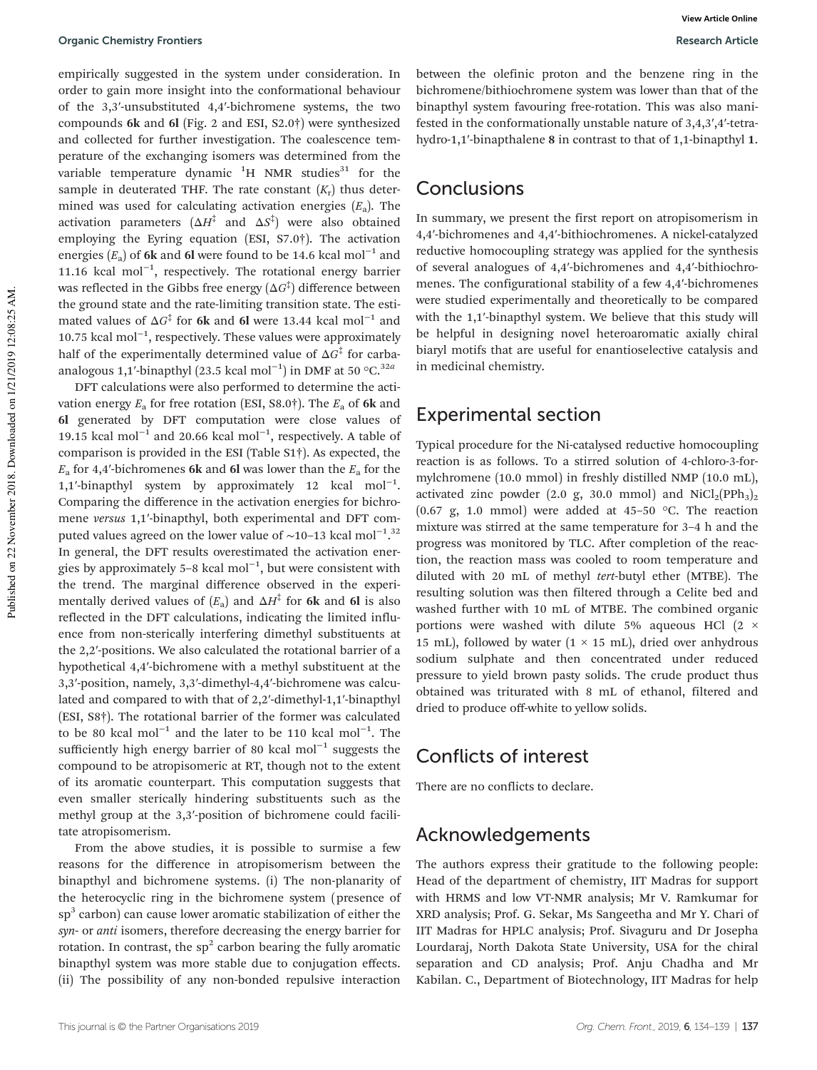empirically suggested in the system under consideration. In order to gain more insight into the conformational behaviour of the 3,3′-unsubstituted 4,4′-bichromene systems, the two compounds **6k** and **6l** (Fig. 2 and ESI, S2.0†) were synthesized and collected for further investigation. The coalescence temperature of the exchanging isomers was determined from the variable temperature dynamic $^1$H NMR studies[31] for the sample in deuterated THF. The rate constant ($K_r$) thus determined was used for calculating activation energies ($E_a$). The activation parameters ($\Delta H^‡$ and $\Delta S^‡$) were also obtained employing the Eyring equation (ESI, S7.0†). The activation energies ($E_a$) of **6k** and **6l** were found to be 14.6 kcal mol$^{-1}$ and 11.16 kcal mol$^{-1}$, respectively. The rotational energy barrier was reflected in the Gibbs free energy ($\Delta G^‡$) difference between the ground state and the rate-limiting transition state. The estimated values of $\Delta G^‡$ for **6k** and **6l** were 13.44 kcal mol$^{-1}$ and 10.75 kcal mol$^{-1}$, respectively. These values were approximately half of the experimentally determined value of $\Delta G^‡$ for carba-analogous 1,1′-binapthyl (23.5 kcal mol$^{-1}$) in DMF at 50 °C.[32a]

DFT calculations were also performed to determine the activation energy $E_a$ for free rotation (ESI, S8.0†). The $E_a$ of **6k** and **6l** generated by DFT computation were close values of 19.15 kcal mol$^{-1}$ and 20.66 kcal mol$^{-1}$, respectively. A table of comparison is provided in the ESI (Table S1†). As expected, the $E_a$ for 4,4′-bichromenes **6k** and **6l** was lower than the $E_a$ for the 1,1′-binapthyl system by approximately 12 kcal mol$^{-1}$. Comparing the difference in the activation energies for bichromene *versus* 1,1′-binapthyl, both experimental and DFT computed values agreed on the lower value of ~10–13 kcal mol$^{-1}$.[32] In general, the DFT results overestimated the activation energies by approximately 5–8 kcal mol$^{-1}$, but were consistent with the trend. The marginal difference observed in the experimentally derived values of ($E_a$) and $\Delta H^‡$ for **6k** and **6l** is also reflected in the DFT calculations, indicating the limited influence from non-sterically interfering dimethyl substituents at the 2,2′-positions. We also calculated the rotational barrier of a hypothetical 4,4′-bichromene with a methyl substituent at the 3,3′-position, namely, 3,3′-dimethyl-4,4′-bichromene was calculated and compared to with that of 2,2′-dimethyl-1,1′-binapthyl (ESI, S8†). The rotational barrier of the former was calculated to be 80 kcal mol$^{-1}$ and the later to be 110 kcal mol$^{-1}$. The sufficiently high energy barrier of 80 kcal mol$^{-1}$ suggests the compound to be atropisomeric at RT, though not to the extent of its aromatic counterpart. This computation suggests that even smaller sterically hindering substituents such as the methyl group at the 3,3′-position of bichromene could facilitate atropisomerism.

From the above studies, it is possible to surmise a few reasons for the difference in atropisomerism between the binapthyl and bichromene systems. (i) The non-planarity of the heterocyclic ring in the bichromene system (presence of sp$^3$ carbon) can cause lower aromatic stabilization of either the *syn*- or *anti* isomers, therefore decreasing the energy barrier for rotation. In contrast, the sp$^2$ carbon bearing the fully aromatic binapthyl system was more stable due to conjugation effects. (ii) The possibility of any non-bonded repulsive interaction between the olefinic proton and the benzene ring in the bichromene/bithiochromene system was lower than that of the binapthyl system favouring free-rotation. This was also manifested in the conformationally unstable nature of 3,4,3′,4′-tetrahydro-1,1′-binapthalene **8** in contrast to that of 1,1-binapthyl **1**.

## Conclusions

In summary, we present the first report on atropisomerism in 4,4′-bichromenes and 4,4′-bithiochromenes. A nickel-catalyzed reductive homocoupling strategy was applied for the synthesis of several analogues of 4,4′-bichromenes and 4,4′-bithiochromenes. The configurational stability of a few 4,4′-bichromenes were studied experimentally and theoretically to be compared with the 1,1′-binapthyl system. We believe that this study will be helpful in designing novel heteroaromatic axially chiral biaryl motifs that are useful for enantioselective catalysis and in medicinal chemistry.

## Experimental section

Typical procedure for the Ni-catalysed reductive homocoupling reaction is as follows. To a stirred solution of 4-chloro-3-formylchromene (10.0 mmol) in freshly distilled NMP (10.0 mL), activated zinc powder (2.0 g, 30.0 mmol) and $NiCl_2(PPh_3)_2$ (0.67 g, 1.0 mmol) were added at 45–50 °C. The reaction mixture was stirred at the same temperature for 3–4 h and the progress was monitored by TLC. After completion of the reaction, the reaction mass was cooled to room temperature and diluted with 20 mL of methyl *tert*-butyl ether (MTBE). The resulting solution was then filtered through a Celite bed and washed further with 10 mL of MTBE. The combined organic portions were washed with dilute 5% aqueous HCl (2 × 15 mL), followed by water (1 × 15 mL), dried over anhydrous sodium sulphate and then concentrated under reduced pressure to yield brown pasty solids. The crude product thus obtained was triturated with 8 mL of ethanol, filtered and dried to produce off-white to yellow solids.

## Conflicts of interest

There are no conflicts to declare.

## Acknowledgements

The authors express their gratitude to the following people: Head of the department of chemistry, IIT Madras for support with HRMS and low VT-NMR analysis; Mr V. Ramkumar for XRD analysis; Prof. G. Sekar, Ms Sangeetha and Mr Y. Chari of IIT Madras for HPLC analysis; Prof. Sivaguru and Dr Josepha Lourdaraj, North Dakota State University, USA for the chiral separation and CD analysis; Prof. Anju Chadha and Mr Kabilan. C., Department of Biotechnology, IIT Madras for help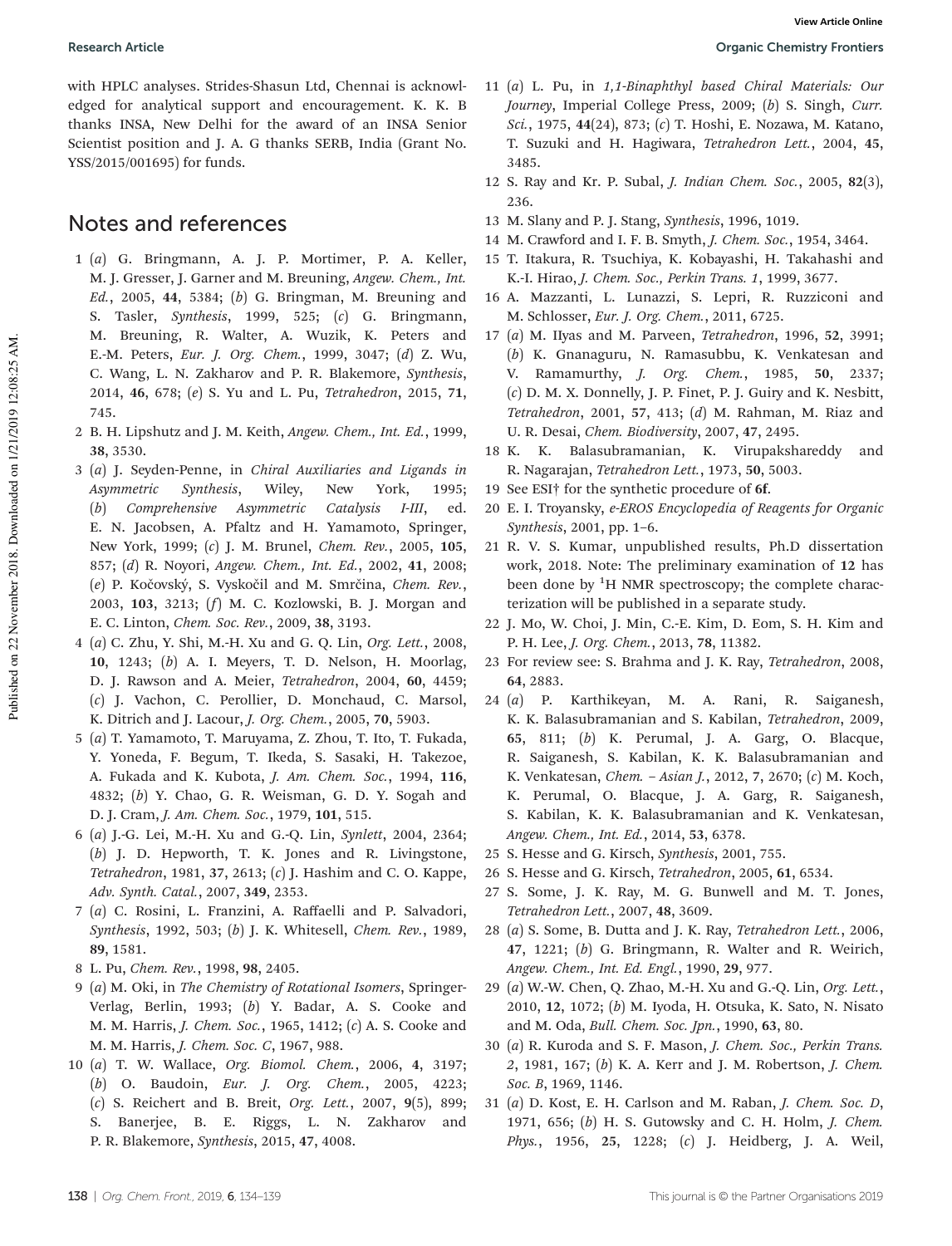with HPLC analyses. Strides-Shasun Ltd, Chennai is acknowledged for analytical support and encouragement. K. K. B thanks INSA, New Delhi for the award of an INSA Senior Scientist position and J. A. G thanks SERB, India (Grant No. YSS/2015/001695) for funds.

## Notes and references

1 (*a*) G. Bringmann, A. J. P. Mortimer, P. A. Keller, M. J. Gresser, J. Garner and M. Breuning, *Angew. Chem., Int. Ed.*, 2005, **44**, 5384; (*b*) G. Bringman, M. Breuning and S. Tasler, *Synthesis*, 1999, 525; (*c*) G. Bringmann, M. Breuning, R. Walter, A. Wuzik, K. Peters and E.-M. Peters, *Eur. J. Org. Chem.*, 1999, 3047; (*d*) Z. Wu, C. Wang, L. N. Zakharov and P. R. Blakemore, *Synthesis*, 2014, **46**, 678; (*e*) S. Yu and L. Pu, *Tetrahedron*, 2015, **71**, 745.

2 B. H. Lipshutz and J. M. Keith, *Angew. Chem., Int. Ed.*, 1999, **38**, 3530.

3 (*a*) J. Seyden-Penne, in *Chiral Auxiliaries and Ligands in Asymmetric Synthesis*, Wiley, New York, 1995; (*b*) *Comprehensive Asymmetric Catalysis I-III*, ed. E. N. Jacobsen, A. Pfaltz and H. Yamamoto, Springer, New York, 1999; (*c*) J. M. Brunel, *Chem. Rev.*, 2005, **105**, 857; (*d*) R. Noyori, *Angew. Chem., Int. Ed.*, 2002, **41**, 2008; (*e*) P. Kočovský, S. Vyskočil and M. Smrčina, *Chem. Rev.*, 2003, **103**, 3213; (*f*) M. C. Kozlowski, B. J. Morgan and E. C. Linton, *Chem. Soc. Rev.*, 2009, **38**, 3193.

4 (*a*) C. Zhu, Y. Shi, M.-H. Xu and G. Q. Lin, *Org. Lett.*, 2008, **10**, 1243; (*b*) A. I. Meyers, T. D. Nelson, H. Moorlag, D. J. Rawson and A. Meier, *Tetrahedron*, 2004, **60**, 4459; (*c*) J. Vachon, C. Perollier, D. Monchaud, C. Marsol, K. Ditrich and J. Lacour, *J. Org. Chem.*, 2005, **70**, 5903.

5 (*a*) T. Yamamoto, T. Maruyama, Z. Zhou, T. Ito, T. Fukada, Y. Yoneda, F. Begum, T. Ikeda, S. Sasaki, H. Takezoe, A. Fukada and K. Kubota, *J. Am. Chem. Soc.*, 1994, **116**, 4832; (*b*) Y. Chao, G. R. Weisman, G. D. Y. Sogah and D. J. Cram, *J. Am. Chem. Soc.*, 1979, **101**, 515.

6 (*a*) J.-G. Lei, M.-H. Xu and G.-Q. Lin, *Synlett*, 2004, 2364; (*b*) J. D. Hepworth, T. K. Jones and R. Livingstone, *Tetrahedron*, 1981, **37**, 2613; (*c*) J. Hashim and C. O. Kappe, *Adv. Synth. Catal.*, 2007, **349**, 2353.

7 (*a*) C. Rosini, L. Franzini, A. Raffaelli and P. Salvadori, *Synthesis*, 1992, 503; (*b*) J. K. Whitesell, *Chem. Rev.*, 1989, **89**, 1581.

8 L. Pu, *Chem. Rev.*, 1998, **98**, 2405.

9 (*a*) M. Oki, in *The Chemistry of Rotational Isomers*, Springer-Verlag, Berlin, 1993; (*b*) Y. Badar, A. S. Cooke and M. M. Harris, *J. Chem. Soc.*, 1965, 1412; (*c*) A. S. Cooke and M. M. Harris, *J. Chem. Soc. C*, 1967, 988.

10 (*a*) T. W. Wallace, *Org. Biomol. Chem.*, 2006, **4**, 3197; (*b*) O. Baudoin, *Eur. J. Org. Chem.*, 2005, 4223; (*c*) S. Reichert and B. Breit, *Org. Lett.*, 2007, **9**(5), 899; S. Banerjee, B. E. Riggs, L. N. Zakharov and P. R. Blakemore, *Synthesis*, 2015, **47**, 4008.

11 (*a*) L. Pu, in *1,1-Binaphthyl based Chiral Materials: Our Journey*, Imperial College Press, 2009; (*b*) S. Singh, *Curr. Sci.*, 1975, **44**(24), 873; (*c*) T. Hoshi, E. Nozawa, M. Katano, T. Suzuki and H. Hagiwara, *Tetrahedron Lett.*, 2004, **45**, 3485.

12 S. Ray and Kr. P. Subal, *J. Indian Chem. Soc.*, 2005, **82**(3), 236.

13 M. Slany and P. J. Stang, *Synthesis*, 1996, 1019.

14 M. Crawford and I. F. B. Smyth, *J. Chem. Soc.*, 1954, 3464.

15 T. Itakura, R. Tsuchiya, K. Kobayashi, H. Takahashi and K.-I. Hirao, *J. Chem. Soc., Perkin Trans. 1*, 1999, 3677.

16 A. Mazzanti, L. Lunazzi, S. Lepri, R. Ruzziconi and M. Schlosser, *Eur. J. Org. Chem.*, 2011, 6725.

17 (*a*) M. IIyas and M. Parveen, *Tetrahedron*, 1996, **52**, 3991; (*b*) K. Gnanaguru, N. Ramasubbu, K. Venkatesan and V. Ramamurthy, *J. Org. Chem.*, 1985, **50**, 2337; (*c*) D. M. X. Donnelly, J. P. Finet, P. J. Guiry and K. Nesbitt, *Tetrahedron*, 2001, **57**, 413; (*d*) M. Rahman, M. Riaz and U. R. Desai, *Chem. Biodiversity*, 2007, **47**, 2495.

18 K. K. Balasubramanian, K. Virupakshareddy and R. Nagarajan, *Tetrahedron Lett.*, 1973, **50**, 5003.

19 See ESI† for the synthetic procedure of **6f**.

20 E. I. Troyansky, *e-EROS Encyclopedia of Reagents for Organic Synthesis*, 2001, pp. 1–6.

21 R. V. S. Kumar, unpublished results, Ph.D dissertation work, 2018. Note: The preliminary examination of **12** has been done by $^{1}$H NMR spectroscopy; the complete characterization will be published in a separate study.

22 J. Mo, W. Choi, J. Min, C.-E. Kim, D. Eom, S. H. Kim and P. H. Lee, *J. Org. Chem.*, 2013, **78**, 11382.

23 For review see: S. Brahma and J. K. Ray, *Tetrahedron*, 2008, **64**, 2883.

24 (*a*) P. Karthikeyan, M. A. Rani, R. Saiganesh, K. K. Balasubramanian and S. Kabilan, *Tetrahedron*, 2009, **65**, 811; (*b*) K. Perumal, J. A. Garg, O. Blacque, R. Saiganesh, S. Kabilan, K. K. Balasubramanian and K. Venkatesan, *Chem. – Asian J.*, 2012, **7**, 2670; (*c*) M. Koch, K. Perumal, O. Blacque, J. A. Garg, R. Saiganesh, S. Kabilan, K. K. Balasubramanian and K. Venkatesan, *Angew. Chem., Int. Ed.*, 2014, **53**, 6378.

25 S. Hesse and G. Kirsch, *Synthesis*, 2001, 755.

26 S. Hesse and G. Kirsch, *Tetrahedron*, 2005, **61**, 6534.

27 S. Some, J. K. Ray, M. G. Bunwell and M. T. Jones, *Tetrahedron Lett.*, 2007, **48**, 3609.

28 (*a*) S. Some, B. Dutta and J. K. Ray, *Tetrahedron Lett.*, 2006, **47**, 1221; (*b*) G. Bringmann, R. Walter and R. Weirich, *Angew. Chem., Int. Ed. Engl.*, 1990, **29**, 977.

29 (*a*) W.-W. Chen, Q. Zhao, M.-H. Xu and G.-Q. Lin, *Org. Lett.*, 2010, **12**, 1072; (*b*) M. Iyoda, H. Otsuka, K. Sato, N. Nisato and M. Oda, *Bull. Chem. Soc. Jpn.*, 1990, **63**, 80.

30 (*a*) R. Kuroda and S. F. Mason, *J. Chem. Soc., Perkin Trans. 2*, 1981, 167; (*b*) K. A. Kerr and J. M. Robertson, *J. Chem. Soc. B*, 1969, 1146.

31 (*a*) D. Kost, E. H. Carlson and M. Raban, *J. Chem. Soc. D*, 1971, 656; (*b*) H. S. Gutowsky and C. H. Holm, *J. Chem. Phys.*, 1956, **25**, 1228; (*c*) J. Heidberg, J. A. Weil,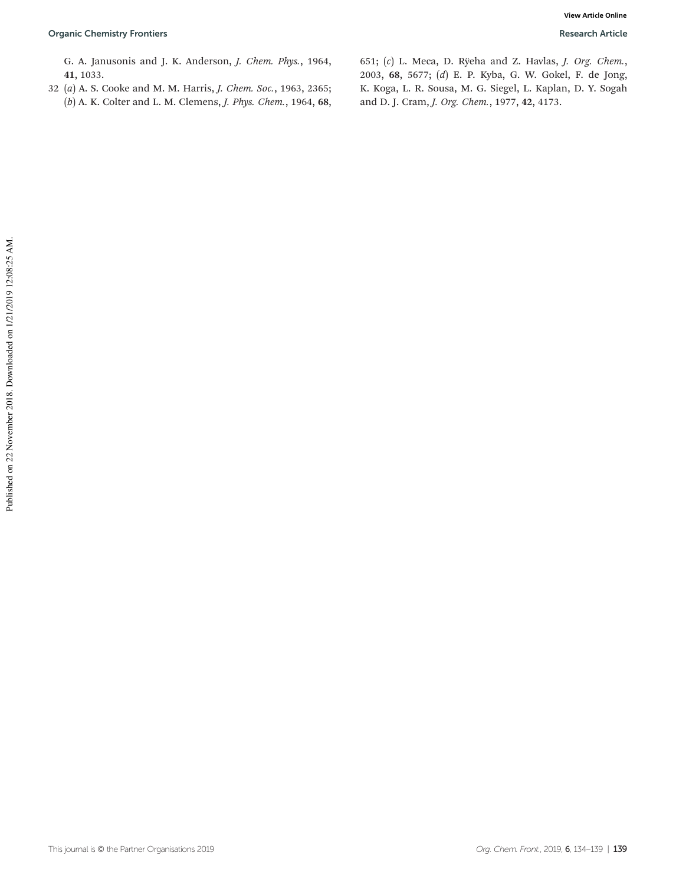G. A. Janusonis and J. K. Anderson, *J. Chem. Phys.*, 1964, **41**, 1033.

32 (*a*) A. S. Cooke and M. M. Harris, *J. Chem. Soc.*, 1963, 2365; (*b*) A. K. Colter and L. M. Clemens, *J. Phys. Chem.*, 1964, **68**, 651; (*c*) L. Meca, D. Rÿeha and Z. Havlas, *J. Org. Chem.*, 2003, **68**, 5677; (*d*) E. P. Kyba, G. W. Gokel, F. de Jong, K. Koga, L. R. Sousa, M. G. Siegel, L. Kaplan, D. Y. Sogah and D. J. Cram, *J. Org. Chem.*, 1977, **42**, 4173.